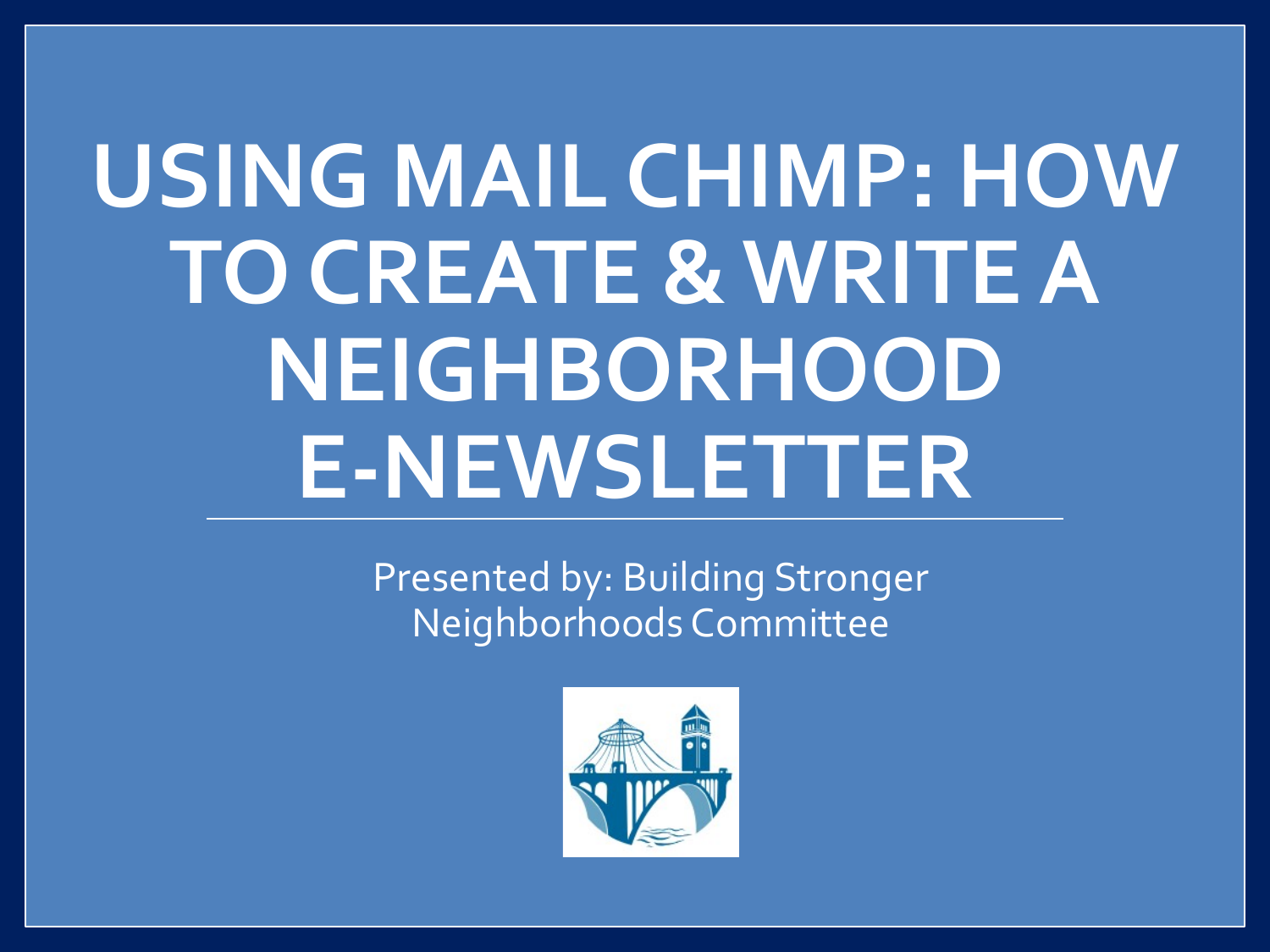# USING MAIL CHIMP: HOW TO CREATE & WRITE A NEIGHBORHOOD E-NEWSLETTER

Presented by: Building Stronger Neighborhoods Committee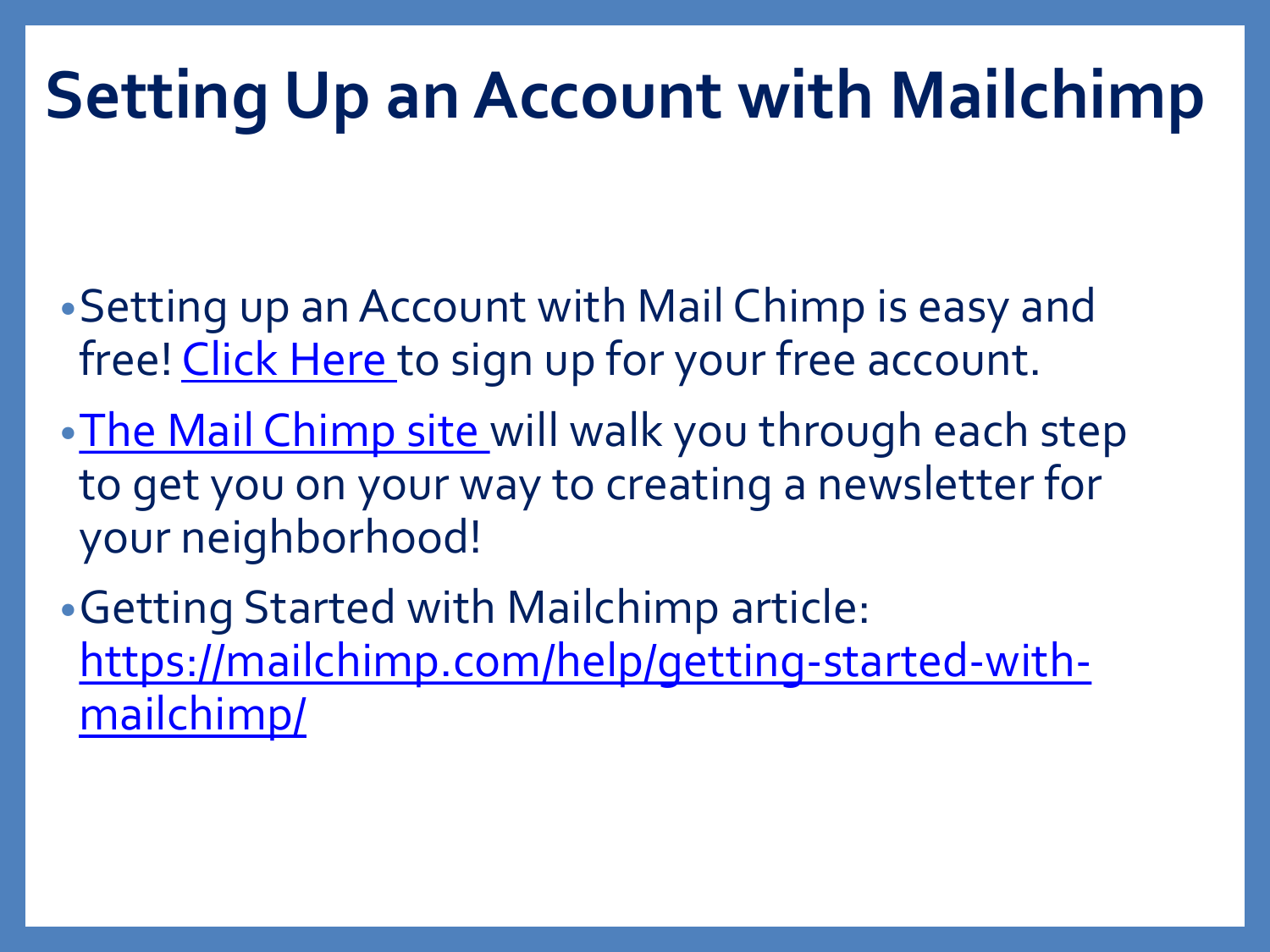# Setting Up an Account with Mailchimp

- Setting up an Account with Mail Chimp is easy and free! Click Here to sign up for your free account.
- The Mail Chimp site will walk you through each step to get you on your way to creating a newsletter for your neighborhood!
- Getting Started with Mailchimp article: https://mailchimp.com/help/getting-started-with-mailchimp/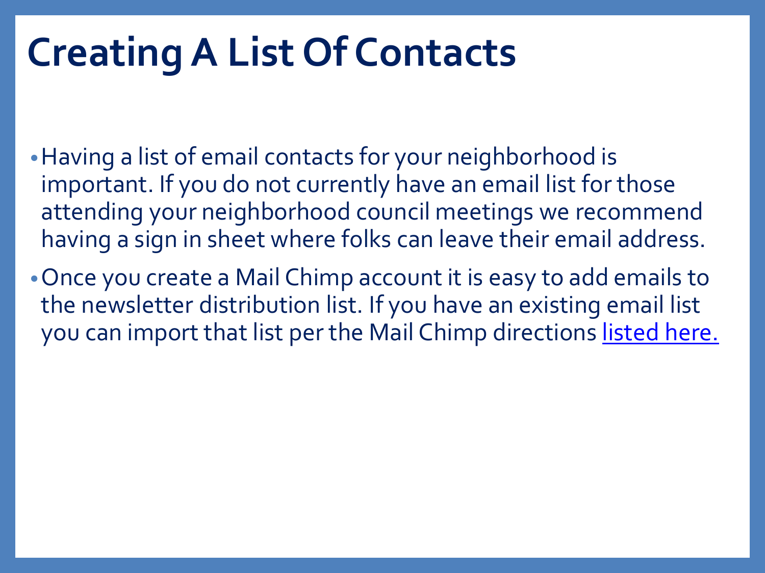# Creating A List Of Contacts

- Having a list of email contacts for your neighborhood is important. If you do not currently have an email list for those attending your neighborhood council meetings we recommend having a sign in sheet where folks can leave their email address.
- Once you create a Mail Chimp account it is easy to add emails to the newsletter distribution list. If you have an existing email list you can import that list per the Mail Chimp directions listed here.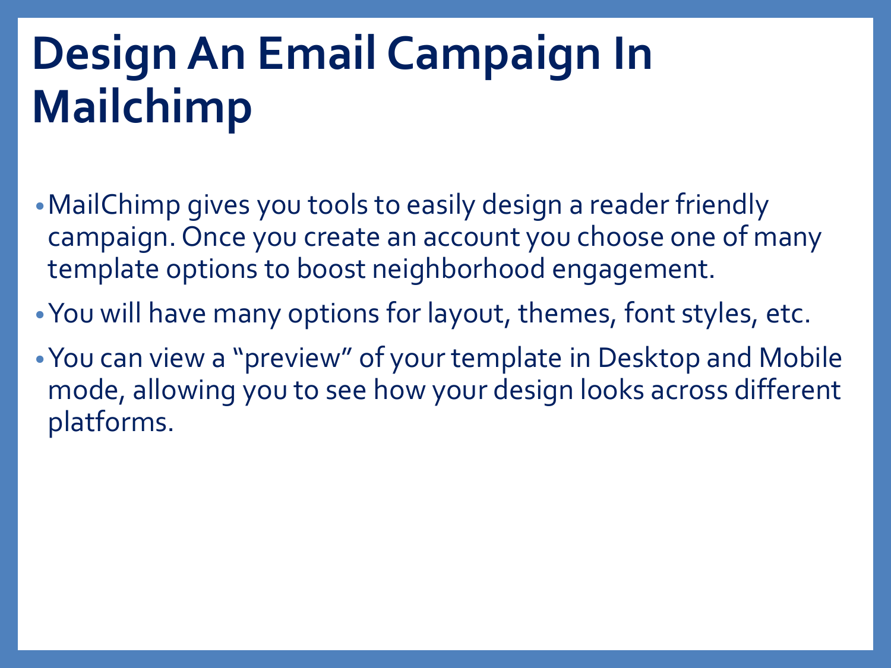# Design An Email Campaign In Mailchimp

- MailChimp gives you tools to easily design a reader friendly campaign. Once you create an account you choose one of many template options to boost neighborhood engagement.
- You will have many options for layout, themes, font styles, etc.
- You can view a "preview" of your template in Desktop and Mobile mode, allowing you to see how your design looks across different platforms.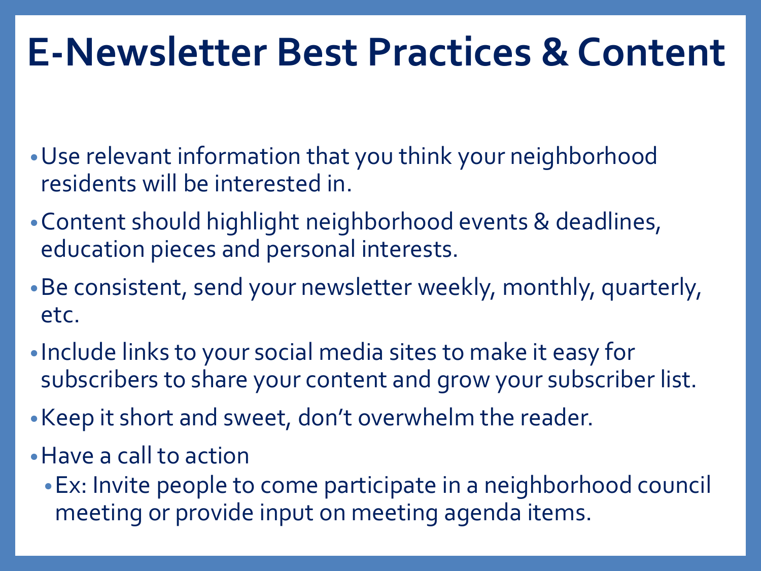# E-Newsletter Best Practices & Content

- Use relevant information that you think your neighborhood residents will be interested in.
- Content should highlight neighborhood events & deadlines, education pieces and personal interests.
- Be consistent, send your newsletter weekly, monthly, quarterly, etc.
- Include links to your social media sites to make it easy for subscribers to share your content and grow your subscriber list.
- Keep it short and sweet, don't overwhelm the reader.
- Have a call to action
  - Ex: Invite people to come participate in a neighborhood council meeting or provide input on meeting agenda items.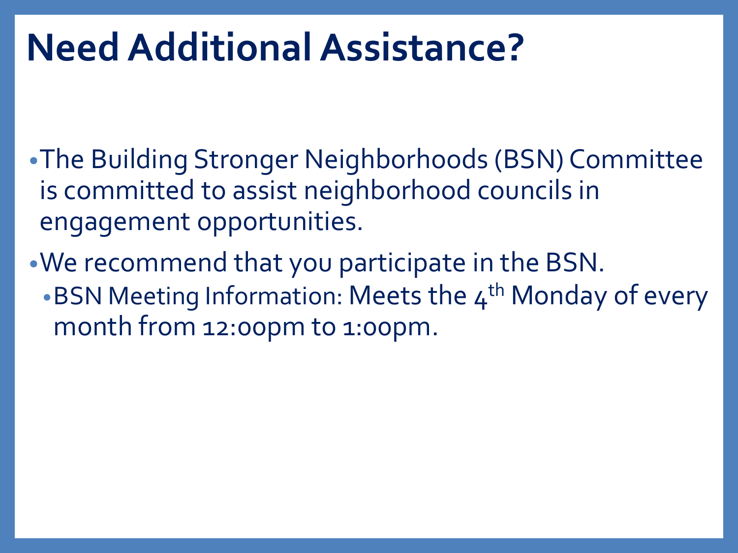# Need Additional Assistance?

- The Building Stronger Neighborhoods (BSN) Committee is committed to assist neighborhood councils in engagement opportunities.
- We recommend that you participate in the BSN.
  - BSN Meeting Information: Meets the 4th Monday of every month from 12:00pm to 1:00pm.